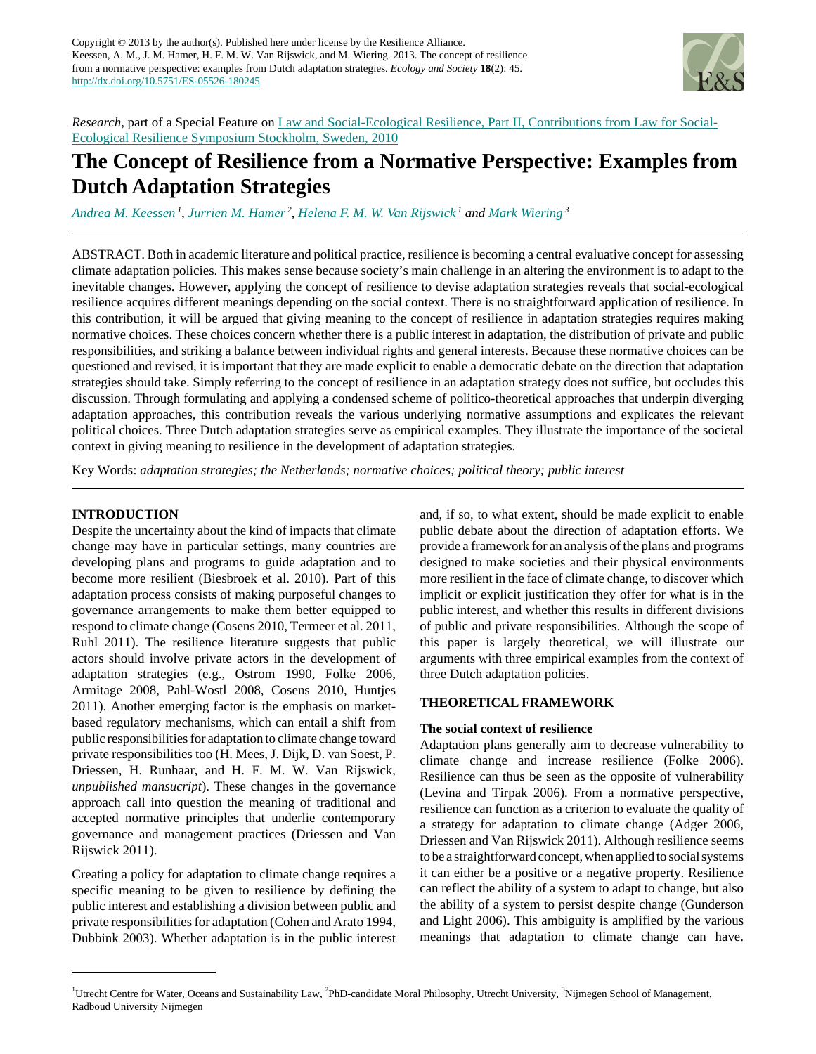Copyright © 2013 by the author(s). Published here under license by the Resilience Alliance.
Keessen, A. M., J. M. Hamer, H. F. M. W. Van Rijswick, and M. Wiering. 2013. The concept of resilience from a normative perspective: examples from Dutch adaptation strategies. *Ecology and Society* **18**(2): 45.
http://dx.doi.org/10.5751/ES-05526-180245

*Research*, part of a Special Feature on Law and Social-Ecological Resilience, Part II, Contributions from Law for Social-Ecological Resilience Symposium Stockholm, Sweden, 2010

# The Concept of Resilience from a Normative Perspective: Examples from Dutch Adaptation Strategies

*Andrea M. Keessen* [1], *Jurrien M. Hamer* [2], *Helena F. M. W. Van Rijswick* [1] *and Mark Wiering* [3]

ABSTRACT. Both in academic literature and political practice, resilience is becoming a central evaluative concept for assessing climate adaptation policies. This makes sense because society's main challenge in an altering the environment is to adapt to the inevitable changes. However, applying the concept of resilience to devise adaptation strategies reveals that social-ecological resilience acquires different meanings depending on the social context. There is no straightforward application of resilience. In this contribution, it will be argued that giving meaning to the concept of resilience in adaptation strategies requires making normative choices. These choices concern whether there is a public interest in adaptation, the distribution of private and public responsibilities, and striking a balance between individual rights and general interests. Because these normative choices can be questioned and revised, it is important that they are made explicit to enable a democratic debate on the direction that adaptation strategies should take. Simply referring to the concept of resilience in an adaptation strategy does not suffice, but occludes this discussion. Through formulating and applying a condensed scheme of politico-theoretical approaches that underpin diverging adaptation approaches, this contribution reveals the various underlying normative assumptions and explicates the relevant political choices. Three Dutch adaptation strategies serve as empirical examples. They illustrate the importance of the societal context in giving meaning to resilience in the development of adaptation strategies.

Key Words: *adaptation strategies; the Netherlands; normative choices; political theory; public interest*

## INTRODUCTION

Despite the uncertainty about the kind of impacts that climate change may have in particular settings, many countries are developing plans and programs to guide adaptation and to become more resilient (Biesbroek et al. 2010). Part of this adaptation process consists of making purposeful changes to governance arrangements to make them better equipped to respond to climate change (Cosens 2010, Termeer et al. 2011, Ruhl 2011). The resilience literature suggests that public actors should involve private actors in the development of adaptation strategies (e.g., Ostrom 1990, Folke 2006, Armitage 2008, Pahl-Wostl 2008, Cosens 2010, Huntjes 2011). Another emerging factor is the emphasis on market-based regulatory mechanisms, which can entail a shift from public responsibilities for adaptation to climate change toward private responsibilities too (H. Mees, J. Dijk, D. van Soest, P. Driessen, H. Runhaar, and H. F. M. W. Van Rijswick, *unpublished mansucript*). These changes in the governance approach call into question the meaning of traditional and accepted normative principles that underlie contemporary governance and management practices (Driessen and Van Rijswick 2011).

Creating a policy for adaptation to climate change requires a specific meaning to be given to resilience by defining the public interest and establishing a division between public and private responsibilities for adaptation (Cohen and Arato 1994, Dubbink 2003). Whether adaptation is in the public interest and, if so, to what extent, should be made explicit to enable public debate about the direction of adaptation efforts. We provide a framework for an analysis of the plans and programs designed to make societies and their physical environments more resilient in the face of climate change, to discover which implicit or explicit justification they offer for what is in the public interest, and whether this results in different divisions of public and private responsibilities. Although the scope of this paper is largely theoretical, we will illustrate our arguments with three empirical examples from the context of three Dutch adaptation policies.

## THEORETICAL FRAMEWORK

### The social context of resilience

Adaptation plans generally aim to decrease vulnerability to climate change and increase resilience (Folke 2006). Resilience can thus be seen as the opposite of vulnerability (Levina and Tirpak 2006). From a normative perspective, resilience can function as a criterion to evaluate the quality of a strategy for adaptation to climate change (Adger 2006, Driessen and Van Rijswick 2011). Although resilience seems to be a straightforward concept, when applied to social systems it can either be a positive or a negative property. Resilience can reflect the ability of a system to adapt to change, but also the ability of a system to persist despite change (Gunderson and Light 2006). This ambiguity is amplified by the various meanings that adaptation to climate change can have.

[1] Utrecht Centre for Water, Oceans and Sustainability Law, [2] PhD-candidate Moral Philosophy, Utrecht University, [3] Nijmegen School of Management, Radboud University Nijmegen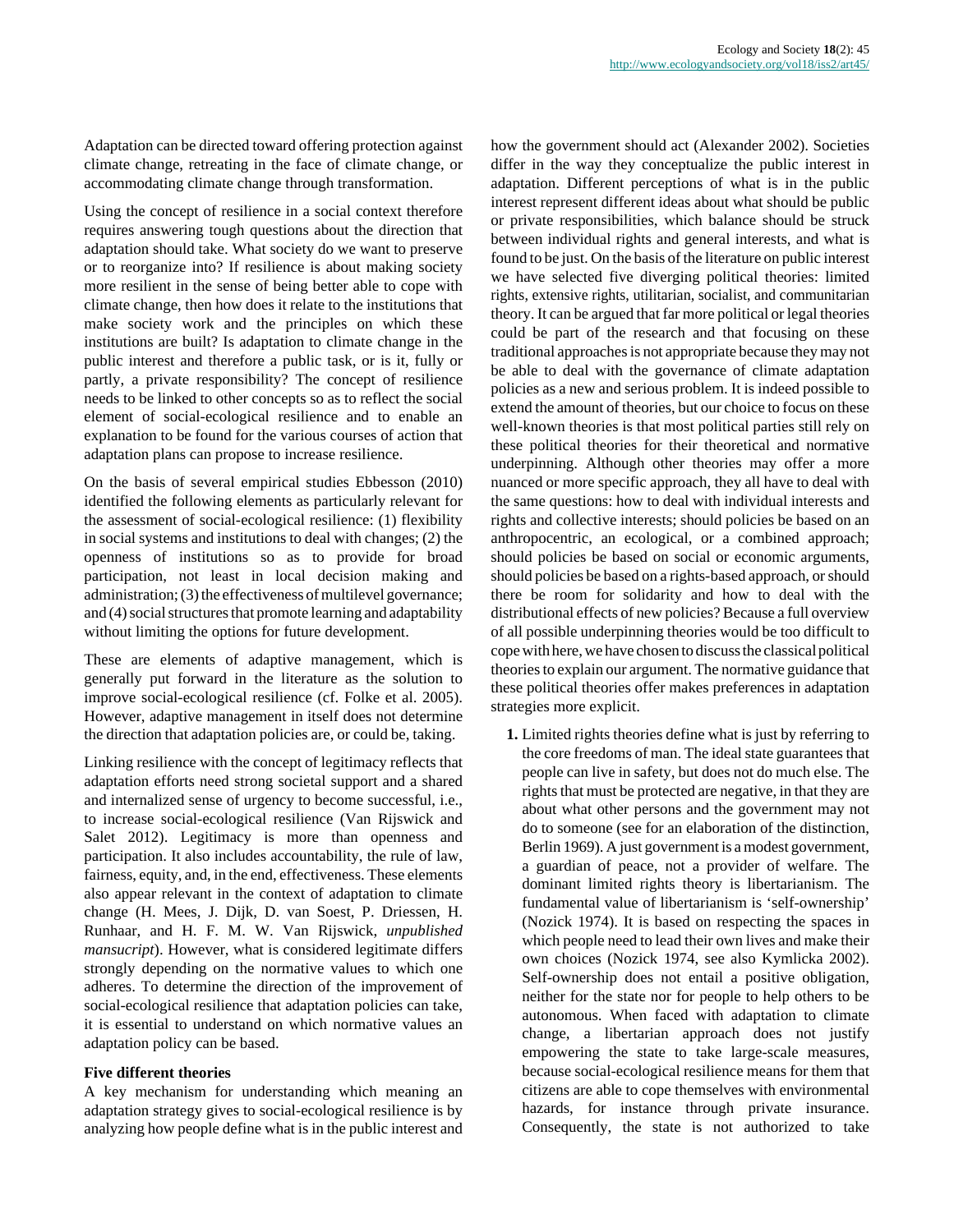Adaptation can be directed toward offering protection against climate change, retreating in the face of climate change, or accommodating climate change through transformation.

Using the concept of resilience in a social context therefore requires answering tough questions about the direction that adaptation should take. What society do we want to preserve or to reorganize into? If resilience is about making society more resilient in the sense of being better able to cope with climate change, then how does it relate to the institutions that make society work and the principles on which these institutions are built? Is adaptation to climate change in the public interest and therefore a public task, or is it, fully or partly, a private responsibility? The concept of resilience needs to be linked to other concepts so as to reflect the social element of social-ecological resilience and to enable an explanation to be found for the various courses of action that adaptation plans can propose to increase resilience.

On the basis of several empirical studies Ebbesson (2010) identified the following elements as particularly relevant for the assessment of social-ecological resilience: (1) flexibility in social systems and institutions to deal with changes; (2) the openness of institutions so as to provide for broad participation, not least in local decision making and administration; (3) the effectiveness of multilevel governance; and (4) social structures that promote learning and adaptability without limiting the options for future development.

These are elements of adaptive management, which is generally put forward in the literature as the solution to improve social-ecological resilience (cf. Folke et al. 2005). However, adaptive management in itself does not determine the direction that adaptation policies are, or could be, taking.

Linking resilience with the concept of legitimacy reflects that adaptation efforts need strong societal support and a shared and internalized sense of urgency to become successful, i.e., to increase social-ecological resilience (Van Rijswick and Salet 2012). Legitimacy is more than openness and participation. It also includes accountability, the rule of law, fairness, equity, and, in the end, effectiveness. These elements also appear relevant in the context of adaptation to climate change (H. Mees, J. Dijk, D. van Soest, P. Driessen, H. Runhaar, and H. F. M. W. Van Rijswick, *unpublished mansucript*). However, what is considered legitimate differs strongly depending on the normative values to which one adheres. To determine the direction of the improvement of social-ecological resilience that adaptation policies can take, it is essential to understand on which normative values an adaptation policy can be based.

### Five different theories

A key mechanism for understanding which meaning an adaptation strategy gives to social-ecological resilience is by analyzing how people define what is in the public interest and how the government should act (Alexander 2002). Societies differ in the way they conceptualize the public interest in adaptation. Different perceptions of what is in the public interest represent different ideas about what should be public or private responsibilities, which balance should be struck between individual rights and general interests, and what is found to be just. On the basis of the literature on public interest we have selected five diverging political theories: limited rights, extensive rights, utilitarian, socialist, and communitarian theory. It can be argued that far more political or legal theories could be part of the research and that focusing on these traditional approaches is not appropriate because they may not be able to deal with the governance of climate adaptation policies as a new and serious problem. It is indeed possible to extend the amount of theories, but our choice to focus on these well-known theories is that most political parties still rely on these political theories for their theoretical and normative underpinning. Although other theories may offer a more nuanced or more specific approach, they all have to deal with the same questions: how to deal with individual interests and rights and collective interests; should policies be based on an anthropocentric, an ecological, or a combined approach; should policies be based on social or economic arguments, should policies be based on a rights-based approach, or should there be room for solidarity and how to deal with the distributional effects of new policies? Because a full overview of all possible underpinning theories would be too difficult to cope with here, we have chosen to discuss the classical political theories to explain our argument. The normative guidance that these political theories offer makes preferences in adaptation strategies more explicit.

1. Limited rights theories define what is just by referring to the core freedoms of man. The ideal state guarantees that people can live in safety, but does not do much else. The rights that must be protected are negative, in that they are about what other persons and the government may not do to someone (see for an elaboration of the distinction, Berlin 1969). A just government is a modest government, a guardian of peace, not a provider of welfare. The dominant limited rights theory is libertarianism. The fundamental value of libertarianism is ‘self-ownership’ (Nozick 1974). It is based on respecting the spaces in which people need to lead their own lives and make their own choices (Nozick 1974, see also Kymlicka 2002). Self-ownership does not entail a positive obligation, neither for the state nor for people to help others to be autonomous. When faced with adaptation to climate change, a libertarian approach does not justify empowering the state to take large-scale measures, because social-ecological resilience means for them that citizens are able to cope themselves with environmental hazards, for instance through private insurance. Consequently, the state is not authorized to take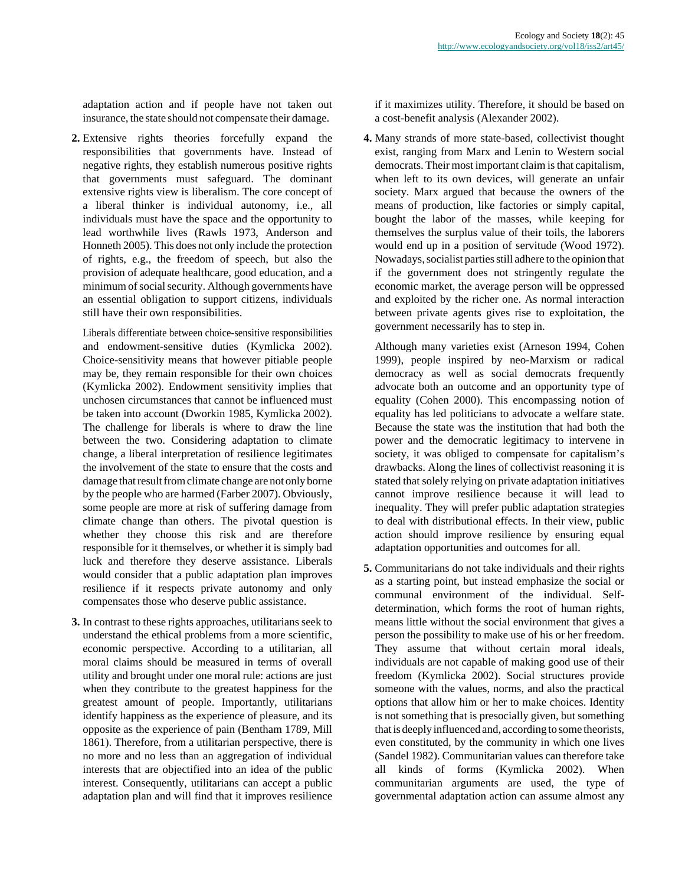adaptation action and if people have not taken out insurance, the state should not compensate their damage.

2. Extensive rights theories forcefully expand the responsibilities that governments have. Instead of negative rights, they establish numerous positive rights that governments must safeguard. The dominant extensive rights view is liberalism. The core concept of a liberal thinker is individual autonomy, i.e., all individuals must have the space and the opportunity to lead worthwhile lives (Rawls 1973, Anderson and Honneth 2005). This does not only include the protection of rights, e.g., the freedom of speech, but also the provision of adequate healthcare, good education, and a minimum of social security. Although governments have an essential obligation to support citizens, individuals still have their own responsibilities.

   Liberals differentiate between choice-sensitive responsibilities and endowment-sensitive duties (Kymlicka 2002). Choice-sensitivity means that however pitiable people may be, they remain responsible for their own choices (Kymlicka 2002). Endowment sensitivity implies that unchosen circumstances that cannot be influenced must be taken into account (Dworkin 1985, Kymlicka 2002). The challenge for liberals is where to draw the line between the two. Considering adaptation to climate change, a liberal interpretation of resilience legitimates the involvement of the state to ensure that the costs and damage that result from climate change are not only borne by the people who are harmed (Farber 2007). Obviously, some people are more at risk of suffering damage from climate change than others. The pivotal question is whether they choose this risk and are therefore responsible for it themselves, or whether it is simply bad luck and therefore they deserve assistance. Liberals would consider that a public adaptation plan improves resilience if it respects private autonomy and only compensates those who deserve public assistance.

3. In contrast to these rights approaches, utilitarians seek to understand the ethical problems from a more scientific, economic perspective. According to a utilitarian, all moral claims should be measured in terms of overall utility and brought under one moral rule: actions are just when they contribute to the greatest happiness for the greatest amount of people. Importantly, utilitarians identify happiness as the experience of pleasure, and its opposite as the experience of pain (Bentham 1789, Mill 1861). Therefore, from a utilitarian perspective, there is no more and no less than an aggregation of individual interests that are objectified into an idea of the public interest. Consequently, utilitarians can accept a public adaptation plan and will find that it improves resilience if it maximizes utility. Therefore, it should be based on a cost-benefit analysis (Alexander 2002).

4. Many strands of more state-based, collectivist thought exist, ranging from Marx and Lenin to Western social democrats. Their most important claim is that capitalism, when left to its own devices, will generate an unfair society. Marx argued that because the owners of the means of production, like factories or simply capital, bought the labor of the masses, while keeping for themselves the surplus value of their toils, the laborers would end up in a position of servitude (Wood 1972). Nowadays, socialist parties still adhere to the opinion that if the government does not stringently regulate the economic market, the average person will be oppressed and exploited by the richer one. As normal interaction between private agents gives rise to exploitation, the government necessarily has to step in.

   Although many varieties exist (Arneson 1994, Cohen 1999), people inspired by neo-Marxism or radical democracy as well as social democrats frequently advocate both an outcome and an opportunity type of equality (Cohen 2000). This encompassing notion of equality has led politicians to advocate a welfare state. Because the state was the institution that had both the power and the democratic legitimacy to intervene in society, it was obliged to compensate for capitalism's drawbacks. Along the lines of collectivist reasoning it is stated that solely relying on private adaptation initiatives cannot improve resilience because it will lead to inequality. They will prefer public adaptation strategies to deal with distributional effects. In their view, public action should improve resilience by ensuring equal adaptation opportunities and outcomes for all.

5. Communitarians do not take individuals and their rights as a starting point, but instead emphasize the social or communal environment of the individual. Self-determination, which forms the root of human rights, means little without the social environment that gives a person the possibility to make use of his or her freedom. They assume that without certain moral ideals, individuals are not capable of making good use of their freedom (Kymlicka 2002). Social structures provide someone with the values, norms, and also the practical options that allow him or her to make choices. Identity is not something that is presocially given, but something that is deeply influenced and, according to some theorists, even constituted, by the community in which one lives (Sandel 1982). Communitarian values can therefore take all kinds of forms (Kymlicka 2002). When communitarian arguments are used, the type of governmental adaptation action can assume almost any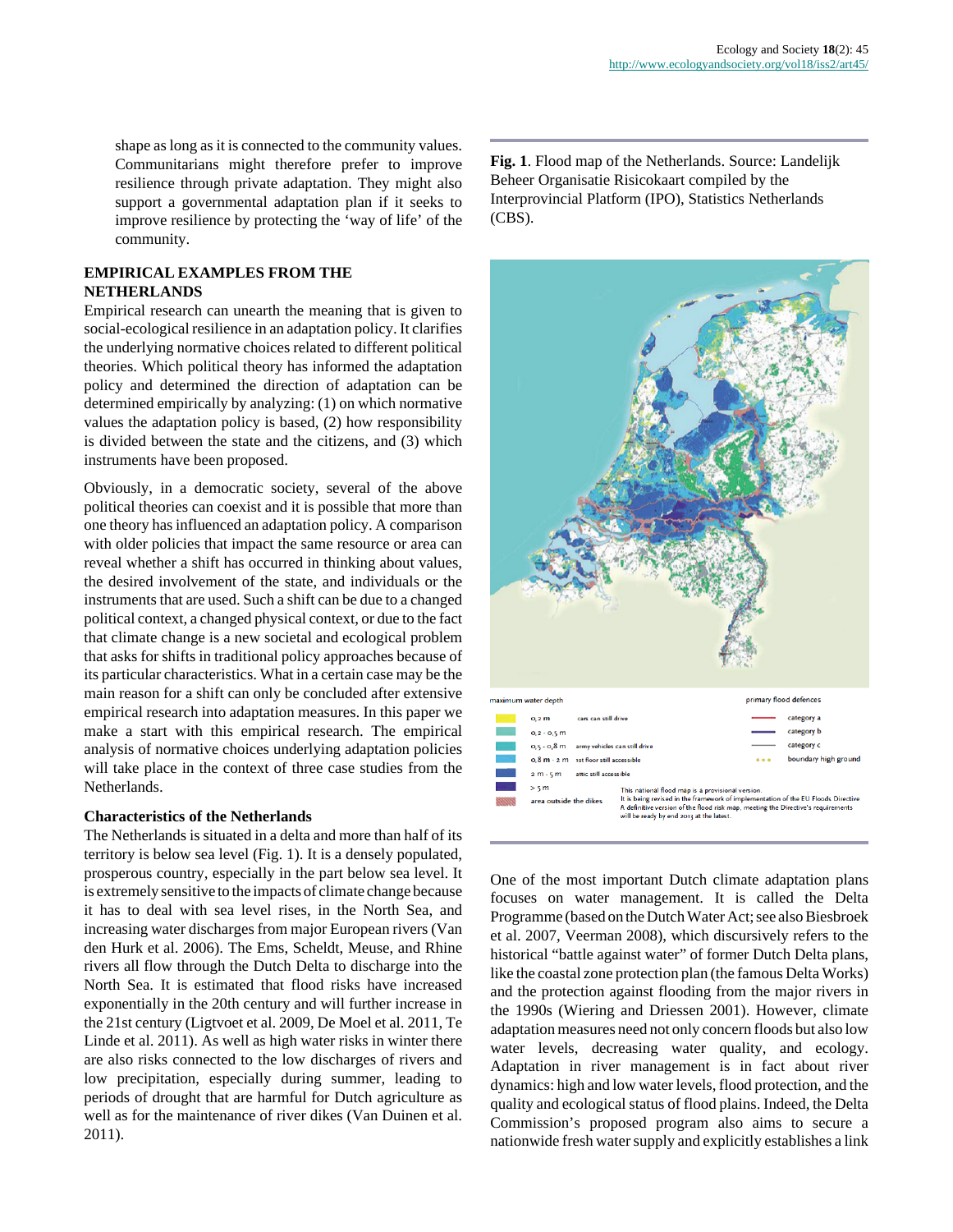shape as long as it is connected to the community values. Communitarians might therefore prefer to improve resilience through private adaptation. They might also support a governmental adaptation plan if it seeks to improve resilience by protecting the 'way of life' of the community.

## EMPIRICAL EXAMPLES FROM THE NETHERLANDS

Empirical research can unearth the meaning that is given to social-ecological resilience in an adaptation policy. It clarifies the underlying normative choices related to different political theories. Which political theory has informed the adaptation policy and determined the direction of adaptation can be determined empirically by analyzing: (1) on which normative values the adaptation policy is based, (2) how responsibility is divided between the state and the citizens, and (3) which instruments have been proposed.

Obviously, in a democratic society, several of the above political theories can coexist and it is possible that more than one theory has influenced an adaptation policy. A comparison with older policies that impact the same resource or area can reveal whether a shift has occurred in thinking about values, the desired involvement of the state, and individuals or the instruments that are used. Such a shift can be due to a changed political context, a changed physical context, or due to the fact that climate change is a new societal and ecological problem that asks for shifts in traditional policy approaches because of its particular characteristics. What in a certain case may be the main reason for a shift can only be concluded after extensive empirical research into adaptation measures. In this paper we make a start with this empirical research. The empirical analysis of normative choices underlying adaptation policies will take place in the context of three case studies from the Netherlands.

### Characteristics of the Netherlands

The Netherlands is situated in a delta and more than half of its territory is below sea level (Fig. 1). It is a densely populated, prosperous country, especially in the part below sea level. It is extremely sensitive to the impacts of climate change because it has to deal with sea level rises, in the North Sea, and increasing water discharges from major European rivers (Van den Hurk et al. 2006). The Ems, Scheldt, Meuse, and Rhine rivers all flow through the Dutch Delta to discharge into the North Sea. It is estimated that flood risks have increased exponentially in the 20th century and will further increase in the 21st century (Ligtvoet et al. 2009, De Moel et al. 2011, Te Linde et al. 2011). As well as high water risks in winter there are also risks connected to the low discharges of rivers and low precipitation, especially during summer, leading to periods of drought that are harmful for Dutch agriculture as well as for the maintenance of river dikes (Van Duinen et al. 2011).

**Fig. 1**. Flood map of the Netherlands. Source: Landelijk Beheer Organisatie Risicokaart compiled by the Interprovincial Platform (IPO), Statistics Netherlands (CBS).

maximum water depth
0,2 m — cars can still drive
0,2 - 0,5 m
0,5 - 0,8 m — army vehicles can still drive
0,8 m - 2 m — 1st floor still accessible
2 m - 5 m — attic still accessible
> 5 m
area outside the dikes

primary flood defences
category a
category b
category c
boundary high ground

This national flood map is a provisional version.
It is being revised in the framework of implementation of the EU Floods Directive
A definitive version of the flood risk map, meeting the Directive's requirements will be ready by end 2013 at the latest.

One of the most important Dutch climate adaptation plans focuses on water management. It is called the Delta Programme (based on the Dutch Water Act; see also Biesbroek et al. 2007, Veerman 2008), which discursively refers to the historical "battle against water" of former Dutch Delta plans, like the coastal zone protection plan (the famous Delta Works) and the protection against flooding from the major rivers in the 1990s (Wiering and Driessen 2001). However, climate adaptation measures need not only concern floods but also low water levels, decreasing water quality, and ecology. Adaptation in river management is in fact about river dynamics: high and low water levels, flood protection, and the quality and ecological status of flood plains. Indeed, the Delta Commission's proposed program also aims to secure a nationwide fresh water supply and explicitly establishes a link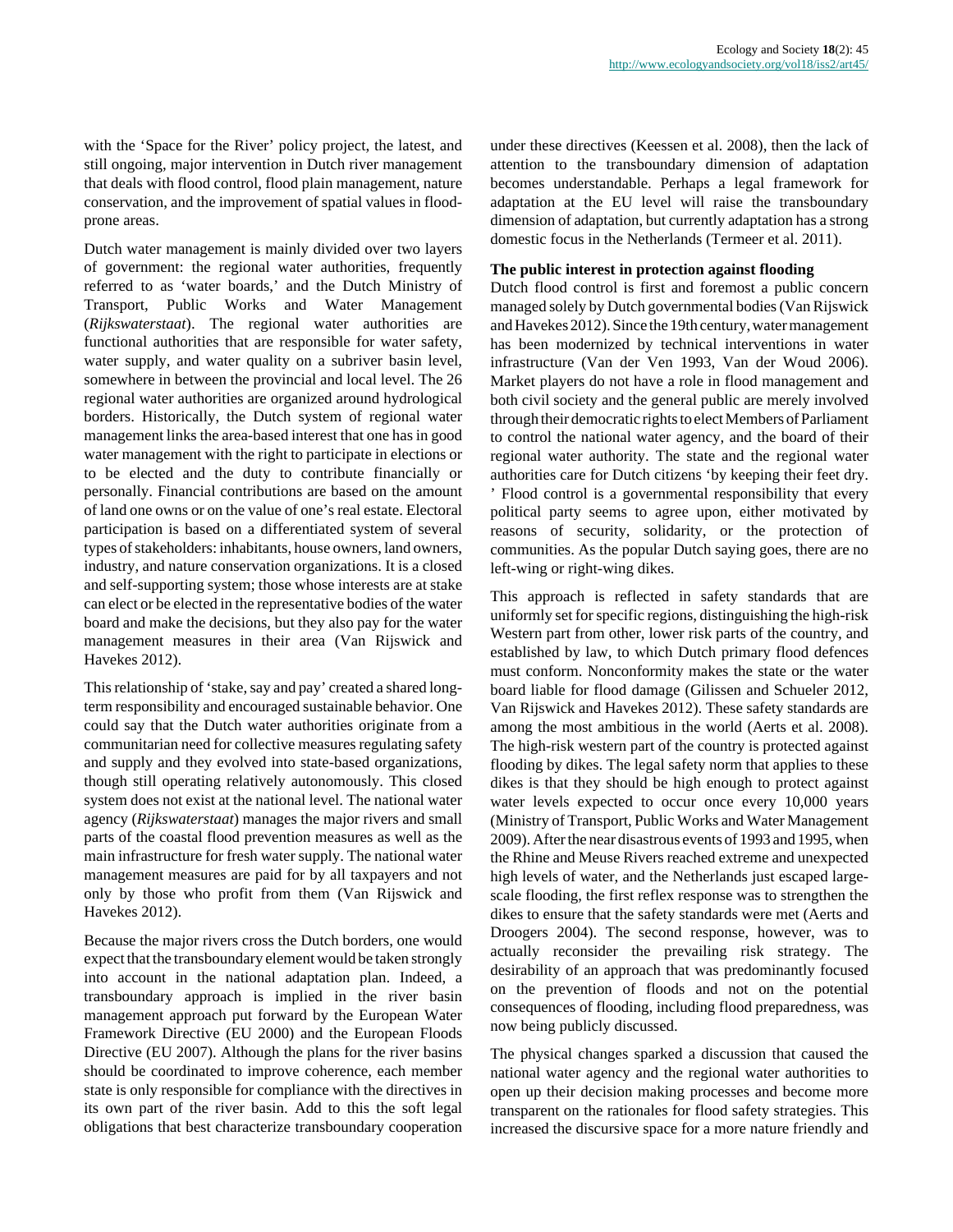with the ‘Space for the River’ policy project, the latest, and still ongoing, major intervention in Dutch river management that deals with flood control, flood plain management, nature conservation, and the improvement of spatial values in flood-prone areas.

Dutch water management is mainly divided over two layers of government: the regional water authorities, frequently referred to as ‘water boards,’ and the Dutch Ministry of Transport, Public Works and Water Management (*Rijkswaterstaat*). The regional water authorities are functional authorities that are responsible for water safety, water supply, and water quality on a subriver basin level, somewhere in between the provincial and local level. The 26 regional water authorities are organized around hydrological borders. Historically, the Dutch system of regional water management links the area-based interest that one has in good water management with the right to participate in elections or to be elected and the duty to contribute financially or personally. Financial contributions are based on the amount of land one owns or on the value of one’s real estate. Electoral participation is based on a differentiated system of several types of stakeholders: inhabitants, house owners, land owners, industry, and nature conservation organizations. It is a closed and self-supporting system; those whose interests are at stake can elect or be elected in the representative bodies of the water board and make the decisions, but they also pay for the water management measures in their area (Van Rijswick and Havekes 2012).

This relationship of ‘stake, say and pay’ created a shared long-term responsibility and encouraged sustainable behavior. One could say that the Dutch water authorities originate from a communitarian need for collective measures regulating safety and supply and they evolved into state-based organizations, though still operating relatively autonomously. This closed system does not exist at the national level. The national water agency (*Rijkswaterstaat*) manages the major rivers and small parts of the coastal flood prevention measures as well as the main infrastructure for fresh water supply. The national water management measures are paid for by all taxpayers and not only by those who profit from them (Van Rijswick and Havekes 2012).

Because the major rivers cross the Dutch borders, one would expect that the transboundary element would be taken strongly into account in the national adaptation plan. Indeed, a transboundary approach is implied in the river basin management approach put forward by the European Water Framework Directive (EU 2000) and the European Floods Directive (EU 2007). Although the plans for the river basins should be coordinated to improve coherence, each member state is only responsible for compliance with the directives in its own part of the river basin. Add to this the soft legal obligations that best characterize transboundary cooperation under these directives (Keessen et al. 2008), then the lack of attention to the transboundary dimension of adaptation becomes understandable. Perhaps a legal framework for adaptation at the EU level will raise the transboundary dimension of adaptation, but currently adaptation has a strong domestic focus in the Netherlands (Termeer et al. 2011).

### The public interest in protection against flooding

Dutch flood control is first and foremost a public concern managed solely by Dutch governmental bodies (Van Rijswick and Havekes 2012). Since the 19th century, water management has been modernized by technical interventions in water infrastructure (Van der Ven 1993, Van der Woud 2006). Market players do not have a role in flood management and both civil society and the general public are merely involved through their democratic rights to elect Members of Parliament to control the national water agency, and the board of their regional water authority. The state and the regional water authorities care for Dutch citizens ‘by keeping their feet dry. ’ Flood control is a governmental responsibility that every political party seems to agree upon, either motivated by reasons of security, solidarity, or the protection of communities. As the popular Dutch saying goes, there are no left-wing or right-wing dikes.

This approach is reflected in safety standards that are uniformly set for specific regions, distinguishing the high-risk Western part from other, lower risk parts of the country, and established by law, to which Dutch primary flood defences must conform. Nonconformity makes the state or the water board liable for flood damage (Gilissen and Schueler 2012, Van Rijswick and Havekes 2012). These safety standards are among the most ambitious in the world (Aerts et al. 2008). The high-risk western part of the country is protected against flooding by dikes. The legal safety norm that applies to these dikes is that they should be high enough to protect against water levels expected to occur once every 10,000 years (Ministry of Transport, Public Works and Water Management 2009). After the near disastrous events of 1993 and 1995, when the Rhine and Meuse Rivers reached extreme and unexpected high levels of water, and the Netherlands just escaped large-scale flooding, the first reflex response was to strengthen the dikes to ensure that the safety standards were met (Aerts and Droogers 2004). The second response, however, was to actually reconsider the prevailing risk strategy. The desirability of an approach that was predominantly focused on the prevention of floods and not on the potential consequences of flooding, including flood preparedness, was now being publicly discussed.

The physical changes sparked a discussion that caused the national water agency and the regional water authorities to open up their decision making processes and become more transparent on the rationales for flood safety strategies. This increased the discursive space for a more nature friendly and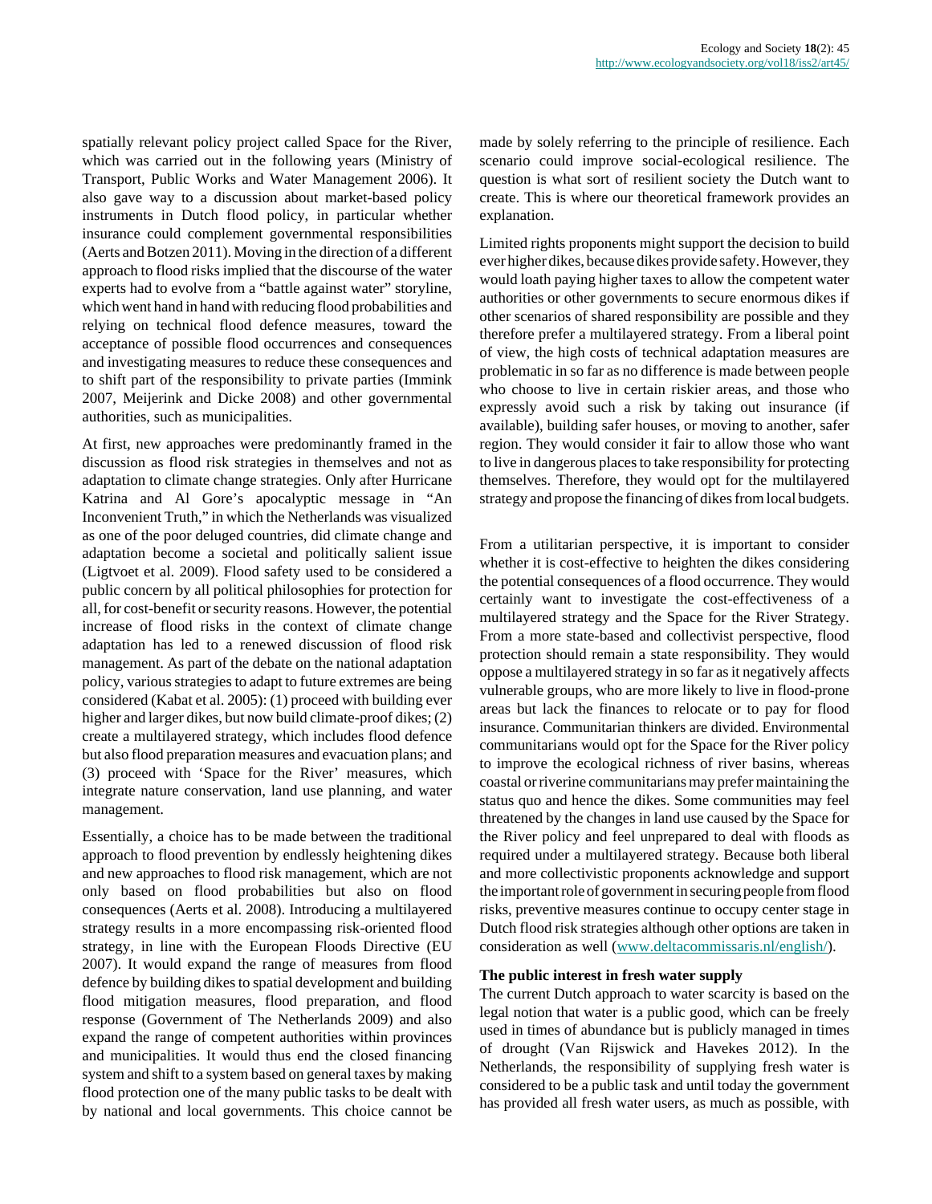spatially relevant policy project called Space for the River, which was carried out in the following years (Ministry of Transport, Public Works and Water Management 2006). It also gave way to a discussion about market-based policy instruments in Dutch flood policy, in particular whether insurance could complement governmental responsibilities (Aerts and Botzen 2011). Moving in the direction of a different approach to flood risks implied that the discourse of the water experts had to evolve from a "battle against water" storyline, which went hand in hand with reducing flood probabilities and relying on technical flood defence measures, toward the acceptance of possible flood occurrences and consequences and investigating measures to reduce these consequences and to shift part of the responsibility to private parties (Immink 2007, Meijerink and Dicke 2008) and other governmental authorities, such as municipalities.

At first, new approaches were predominantly framed in the discussion as flood risk strategies in themselves and not as adaptation to climate change strategies. Only after Hurricane Katrina and Al Gore's apocalyptic message in "An Inconvenient Truth," in which the Netherlands was visualized as one of the poor deluged countries, did climate change and adaptation become a societal and politically salient issue (Ligtvoet et al. 2009). Flood safety used to be considered a public concern by all political philosophies for protection for all, for cost-benefit or security reasons. However, the potential increase of flood risks in the context of climate change adaptation has led to a renewed discussion of flood risk management. As part of the debate on the national adaptation policy, various strategies to adapt to future extremes are being considered (Kabat et al. 2005): (1) proceed with building ever higher and larger dikes, but now build climate-proof dikes; (2) create a multilayered strategy, which includes flood defence but also flood preparation measures and evacuation plans; and (3) proceed with 'Space for the River' measures, which integrate nature conservation, land use planning, and water management.

Essentially, a choice has to be made between the traditional approach to flood prevention by endlessly heightening dikes and new approaches to flood risk management, which are not only based on flood probabilities but also on flood consequences (Aerts et al. 2008). Introducing a multilayered strategy results in a more encompassing risk-oriented flood strategy, in line with the European Floods Directive (EU 2007). It would expand the range of measures from flood defence by building dikes to spatial development and building flood mitigation measures, flood preparation, and flood response (Government of The Netherlands 2009) and also expand the range of competent authorities within provinces and municipalities. It would thus end the closed financing system and shift to a system based on general taxes by making flood protection one of the many public tasks to be dealt with by national and local governments. This choice cannot be made by solely referring to the principle of resilience. Each scenario could improve social-ecological resilience. The question is what sort of resilient society the Dutch want to create. This is where our theoretical framework provides an explanation.

Limited rights proponents might support the decision to build ever higher dikes, because dikes provide safety. However, they would loath paying higher taxes to allow the competent water authorities or other governments to secure enormous dikes if other scenarios of shared responsibility are possible and they therefore prefer a multilayered strategy. From a liberal point of view, the high costs of technical adaptation measures are problematic in so far as no difference is made between people who choose to live in certain riskier areas, and those who expressly avoid such a risk by taking out insurance (if available), building safer houses, or moving to another, safer region. They would consider it fair to allow those who want to live in dangerous places to take responsibility for protecting themselves. Therefore, they would opt for the multilayered strategy and propose the financing of dikes from local budgets.

From a utilitarian perspective, it is important to consider whether it is cost-effective to heighten the dikes considering the potential consequences of a flood occurrence. They would certainly want to investigate the cost-effectiveness of a multilayered strategy and the Space for the River Strategy. From a more state-based and collectivist perspective, flood protection should remain a state responsibility. They would oppose a multilayered strategy in so far as it negatively affects vulnerable groups, who are more likely to live in flood-prone areas but lack the finances to relocate or to pay for flood insurance. Communitarian thinkers are divided. Environmental communitarians would opt for the Space for the River policy to improve the ecological richness of river basins, whereas coastal or riverine communitarians may prefer maintaining the status quo and hence the dikes. Some communities may feel threatened by the changes in land use caused by the Space for the River policy and feel unprepared to deal with floods as required under a multilayered strategy. Because both liberal and more collectivistic proponents acknowledge and support the important role of government in securing people from flood risks, preventive measures continue to occupy center stage in Dutch flood risk strategies although other options are taken in consideration as well (www.deltacommissaris.nl/english/).

### The public interest in fresh water supply

The current Dutch approach to water scarcity is based on the legal notion that water is a public good, which can be freely used in times of abundance but is publicly managed in times of drought (Van Rijswick and Havekes 2012). In the Netherlands, the responsibility of supplying fresh water is considered to be a public task and until today the government has provided all fresh water users, as much as possible, with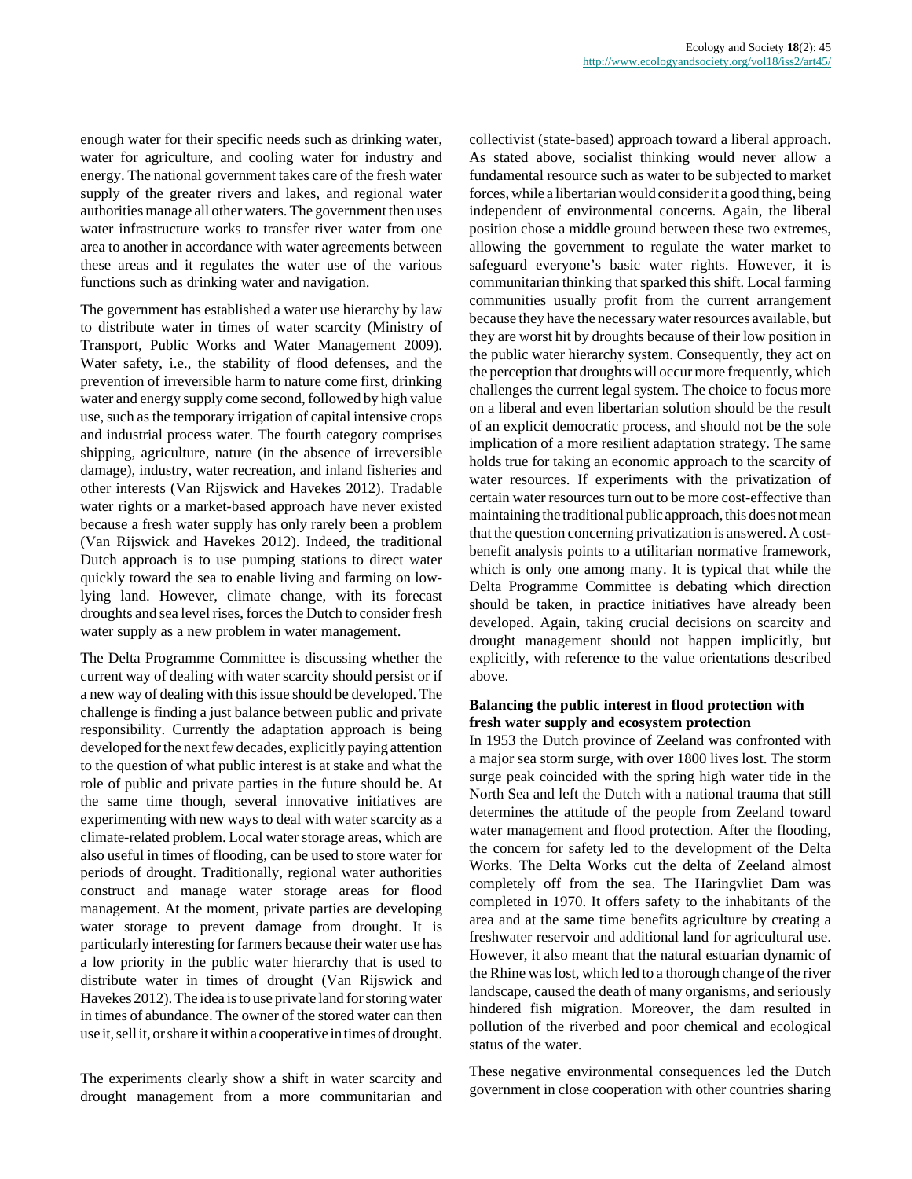enough water for their specific needs such as drinking water, water for agriculture, and cooling water for industry and energy. The national government takes care of the fresh water supply of the greater rivers and lakes, and regional water authorities manage all other waters. The government then uses water infrastructure works to transfer river water from one area to another in accordance with water agreements between these areas and it regulates the water use of the various functions such as drinking water and navigation.

The government has established a water use hierarchy by law to distribute water in times of water scarcity (Ministry of Transport, Public Works and Water Management 2009). Water safety, i.e., the stability of flood defenses, and the prevention of irreversible harm to nature come first, drinking water and energy supply come second, followed by high value use, such as the temporary irrigation of capital intensive crops and industrial process water. The fourth category comprises shipping, agriculture, nature (in the absence of irreversible damage), industry, water recreation, and inland fisheries and other interests (Van Rijswick and Havekes 2012). Tradable water rights or a market-based approach have never existed because a fresh water supply has only rarely been a problem (Van Rijswick and Havekes 2012). Indeed, the traditional Dutch approach is to use pumping stations to direct water quickly toward the sea to enable living and farming on low-lying land. However, climate change, with its forecast droughts and sea level rises, forces the Dutch to consider fresh water supply as a new problem in water management.

The Delta Programme Committee is discussing whether the current way of dealing with water scarcity should persist or if a new way of dealing with this issue should be developed. The challenge is finding a just balance between public and private responsibility. Currently the adaptation approach is being developed for the next few decades, explicitly paying attention to the question of what public interest is at stake and what the role of public and private parties in the future should be. At the same time though, several innovative initiatives are experimenting with new ways to deal with water scarcity as a climate-related problem. Local water storage areas, which are also useful in times of flooding, can be used to store water for periods of drought. Traditionally, regional water authorities construct and manage water storage areas for flood management. At the moment, private parties are developing water storage to prevent damage from drought. It is particularly interesting for farmers because their water use has a low priority in the public water hierarchy that is used to distribute water in times of drought (Van Rijswick and Havekes 2012). The idea is to use private land for storing water in times of abundance. The owner of the stored water can then use it, sell it, or share it within a cooperative in times of drought.

The experiments clearly show a shift in water scarcity and drought management from a more communitarian and collectivist (state-based) approach toward a liberal approach. As stated above, socialist thinking would never allow a fundamental resource such as water to be subjected to market forces, while a libertarian would consider it a good thing, being independent of environmental concerns. Again, the liberal position chose a middle ground between these two extremes, allowing the government to regulate the water market to safeguard everyone's basic water rights. However, it is communitarian thinking that sparked this shift. Local farming communities usually profit from the current arrangement because they have the necessary water resources available, but they are worst hit by droughts because of their low position in the public water hierarchy system. Consequently, they act on the perception that droughts will occur more frequently, which challenges the current legal system. The choice to focus more on a liberal and even libertarian solution should be the result of an explicit democratic process, and should not be the sole implication of a more resilient adaptation strategy. The same holds true for taking an economic approach to the scarcity of water resources. If experiments with the privatization of certain water resources turn out to be more cost-effective than maintaining the traditional public approach, this does not mean that the question concerning privatization is answered. A cost-benefit analysis points to a utilitarian normative framework, which is only one among many. It is typical that while the Delta Programme Committee is debating which direction should be taken, in practice initiatives have already been developed. Again, taking crucial decisions on scarcity and drought management should not happen implicitly, but explicitly, with reference to the value orientations described above.

### Balancing the public interest in flood protection with fresh water supply and ecosystem protection

In 1953 the Dutch province of Zeeland was confronted with a major sea storm surge, with over 1800 lives lost. The storm surge peak coincided with the spring high water tide in the North Sea and left the Dutch with a national trauma that still determines the attitude of the people from Zeeland toward water management and flood protection. After the flooding, the concern for safety led to the development of the Delta Works. The Delta Works cut the delta of Zeeland almost completely off from the sea. The Haringvliet Dam was completed in 1970. It offers safety to the inhabitants of the area and at the same time benefits agriculture by creating a freshwater reservoir and additional land for agricultural use. However, it also meant that the natural estuarian dynamic of the Rhine was lost, which led to a thorough change of the river landscape, caused the death of many organisms, and seriously hindered fish migration. Moreover, the dam resulted in pollution of the riverbed and poor chemical and ecological status of the water.

These negative environmental consequences led the Dutch government in close cooperation with other countries sharing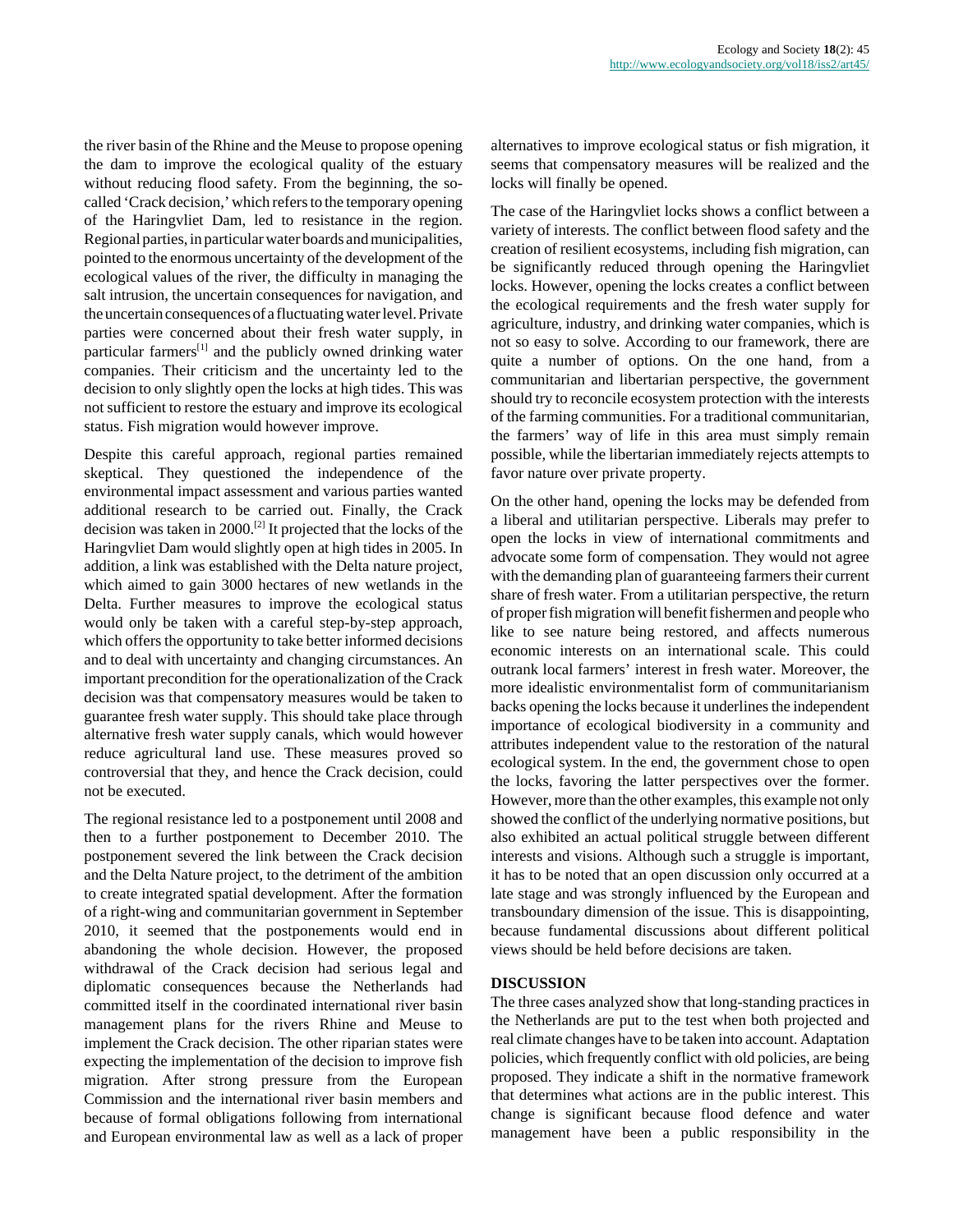the river basin of the Rhine and the Meuse to propose opening the dam to improve the ecological quality of the estuary without reducing flood safety. From the beginning, the so-called 'Crack decision,' which refers to the temporary opening of the Haringvliet Dam, led to resistance in the region. Regional parties, in particular water boards and municipalities, pointed to the enormous uncertainty of the development of the ecological values of the river, the difficulty in managing the salt intrusion, the uncertain consequences for navigation, and the uncertain consequences of a fluctuating water level. Private parties were concerned about their fresh water supply, in particular farmers[1] and the publicly owned drinking water companies. Their criticism and the uncertainty led to the decision to only slightly open the locks at high tides. This was not sufficient to restore the estuary and improve its ecological status. Fish migration would however improve.

Despite this careful approach, regional parties remained skeptical. They questioned the independence of the environmental impact assessment and various parties wanted additional research to be carried out. Finally, the Crack decision was taken in 2000.[2] It projected that the locks of the Haringvliet Dam would slightly open at high tides in 2005. In addition, a link was established with the Delta nature project, which aimed to gain 3000 hectares of new wetlands in the Delta. Further measures to improve the ecological status would only be taken with a careful step-by-step approach, which offers the opportunity to take better informed decisions and to deal with uncertainty and changing circumstances. An important precondition for the operationalization of the Crack decision was that compensatory measures would be taken to guarantee fresh water supply. This should take place through alternative fresh water supply canals, which would however reduce agricultural land use. These measures proved so controversial that they, and hence the Crack decision, could not be executed.

The regional resistance led to a postponement until 2008 and then to a further postponement to December 2010. The postponement severed the link between the Crack decision and the Delta Nature project, to the detriment of the ambition to create integrated spatial development. After the formation of a right-wing and communitarian government in September 2010, it seemed that the postponements would end in abandoning the whole decision. However, the proposed withdrawal of the Crack decision had serious legal and diplomatic consequences because the Netherlands had committed itself in the coordinated international river basin management plans for the rivers Rhine and Meuse to implement the Crack decision. The other riparian states were expecting the implementation of the decision to improve fish migration. After strong pressure from the European Commission and the international river basin members and because of formal obligations following from international and European environmental law as well as a lack of proper alternatives to improve ecological status or fish migration, it seems that compensatory measures will be realized and the locks will finally be opened.

The case of the Haringvliet locks shows a conflict between a variety of interests. The conflict between flood safety and the creation of resilient ecosystems, including fish migration, can be significantly reduced through opening the Haringvliet locks. However, opening the locks creates a conflict between the ecological requirements and the fresh water supply for agriculture, industry, and drinking water companies, which is not so easy to solve. According to our framework, there are quite a number of options. On the one hand, from a communitarian and libertarian perspective, the government should try to reconcile ecosystem protection with the interests of the farming communities. For a traditional communitarian, the farmers' way of life in this area must simply remain possible, while the libertarian immediately rejects attempts to favor nature over private property.

On the other hand, opening the locks may be defended from a liberal and utilitarian perspective. Liberals may prefer to open the locks in view of international commitments and advocate some form of compensation. They would not agree with the demanding plan of guaranteeing farmers their current share of fresh water. From a utilitarian perspective, the return of proper fish migration will benefit fishermen and people who like to see nature being restored, and affects numerous economic interests on an international scale. This could outrank local farmers' interest in fresh water. Moreover, the more idealistic environmentalist form of communitarianism backs opening the locks because it underlines the independent importance of ecological biodiversity in a community and attributes independent value to the restoration of the natural ecological system. In the end, the government chose to open the locks, favoring the latter perspectives over the former. However, more than the other examples, this example not only showed the conflict of the underlying normative positions, but also exhibited an actual political struggle between different interests and visions. Although such a struggle is important, it has to be noted that an open discussion only occurred at a late stage and was strongly influenced by the European and transboundary dimension of the issue. This is disappointing, because fundamental discussions about different political views should be held before decisions are taken.

## DISCUSSION

The three cases analyzed show that long-standing practices in the Netherlands are put to the test when both projected and real climate changes have to be taken into account. Adaptation policies, which frequently conflict with old policies, are being proposed. They indicate a shift in the normative framework that determines what actions are in the public interest. This change is significant because flood defence and water management have been a public responsibility in the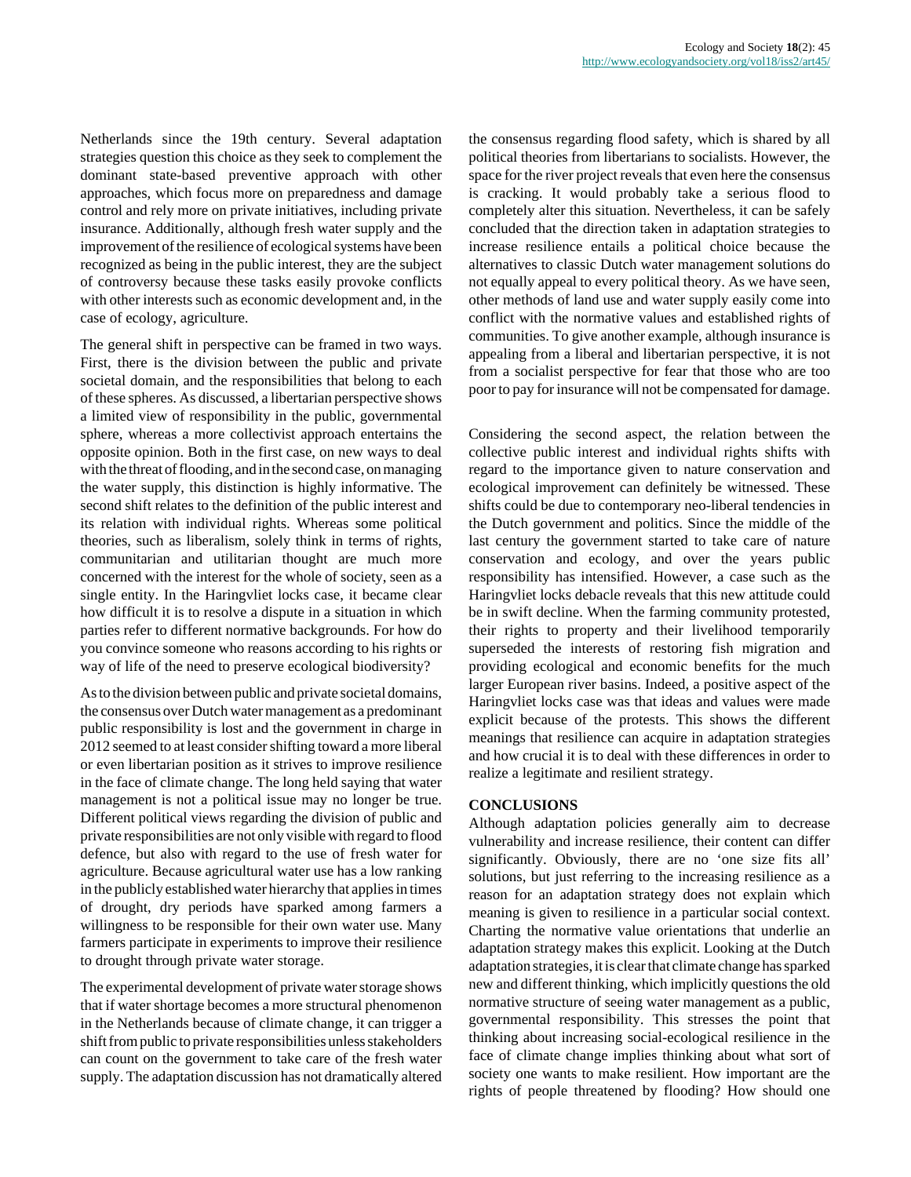Netherlands since the 19th century. Several adaptation strategies question this choice as they seek to complement the dominant state-based preventive approach with other approaches, which focus more on preparedness and damage control and rely more on private initiatives, including private insurance. Additionally, although fresh water supply and the improvement of the resilience of ecological systems have been recognized as being in the public interest, they are the subject of controversy because these tasks easily provoke conflicts with other interests such as economic development and, in the case of ecology, agriculture.

The general shift in perspective can be framed in two ways. First, there is the division between the public and private societal domain, and the responsibilities that belong to each of these spheres. As discussed, a libertarian perspective shows a limited view of responsibility in the public, governmental sphere, whereas a more collectivist approach entertains the opposite opinion. Both in the first case, on new ways to deal with the threat of flooding, and in the second case, on managing the water supply, this distinction is highly informative. The second shift relates to the definition of the public interest and its relation with individual rights. Whereas some political theories, such as liberalism, solely think in terms of rights, communitarian and utilitarian thought are much more concerned with the interest for the whole of society, seen as a single entity. In the Haringvliet locks case, it became clear how difficult it is to resolve a dispute in a situation in which parties refer to different normative backgrounds. For how do you convince someone who reasons according to his rights or way of life of the need to preserve ecological biodiversity?

As to the division between public and private societal domains, the consensus over Dutch water management as a predominant public responsibility is lost and the government in charge in 2012 seemed to at least consider shifting toward a more liberal or even libertarian position as it strives to improve resilience in the face of climate change. The long held saying that water management is not a political issue may no longer be true. Different political views regarding the division of public and private responsibilities are not only visible with regard to flood defence, but also with regard to the use of fresh water for agriculture. Because agricultural water use has a low ranking in the publicly established water hierarchy that applies in times of drought, dry periods have sparked among farmers a willingness to be responsible for their own water use. Many farmers participate in experiments to improve their resilience to drought through private water storage.

The experimental development of private water storage shows that if water shortage becomes a more structural phenomenon in the Netherlands because of climate change, it can trigger a shift from public to private responsibilities unless stakeholders can count on the government to take care of the fresh water supply. The adaptation discussion has not dramatically altered the consensus regarding flood safety, which is shared by all political theories from libertarians to socialists. However, the space for the river project reveals that even here the consensus is cracking. It would probably take a serious flood to completely alter this situation. Nevertheless, it can be safely concluded that the direction taken in adaptation strategies to increase resilience entails a political choice because the alternatives to classic Dutch water management solutions do not equally appeal to every political theory. As we have seen, other methods of land use and water supply easily come into conflict with the normative values and established rights of communities. To give another example, although insurance is appealing from a liberal and libertarian perspective, it is not from a socialist perspective for fear that those who are too poor to pay for insurance will not be compensated for damage.

Considering the second aspect, the relation between the collective public interest and individual rights shifts with regard to the importance given to nature conservation and ecological improvement can definitely be witnessed. These shifts could be due to contemporary neo-liberal tendencies in the Dutch government and politics. Since the middle of the last century the government started to take care of nature conservation and ecology, and over the years public responsibility has intensified. However, a case such as the Haringvliet locks debacle reveals that this new attitude could be in swift decline. When the farming community protested, their rights to property and their livelihood temporarily superseded the interests of restoring fish migration and providing ecological and economic benefits for the much larger European river basins. Indeed, a positive aspect of the Haringvliet locks case was that ideas and values were made explicit because of the protests. This shows the different meanings that resilience can acquire in adaptation strategies and how crucial it is to deal with these differences in order to realize a legitimate and resilient strategy.

## CONCLUSIONS

Although adaptation policies generally aim to decrease vulnerability and increase resilience, their content can differ significantly. Obviously, there are no 'one size fits all' solutions, but just referring to the increasing resilience as a reason for an adaptation strategy does not explain which meaning is given to resilience in a particular social context. Charting the normative value orientations that underlie an adaptation strategy makes this explicit. Looking at the Dutch adaptation strategies, it is clear that climate change has sparked new and different thinking, which implicitly questions the old normative structure of seeing water management as a public, governmental responsibility. This stresses the point that thinking about increasing social-ecological resilience in the face of climate change implies thinking about what sort of society one wants to make resilient. How important are the rights of people threatened by flooding? How should one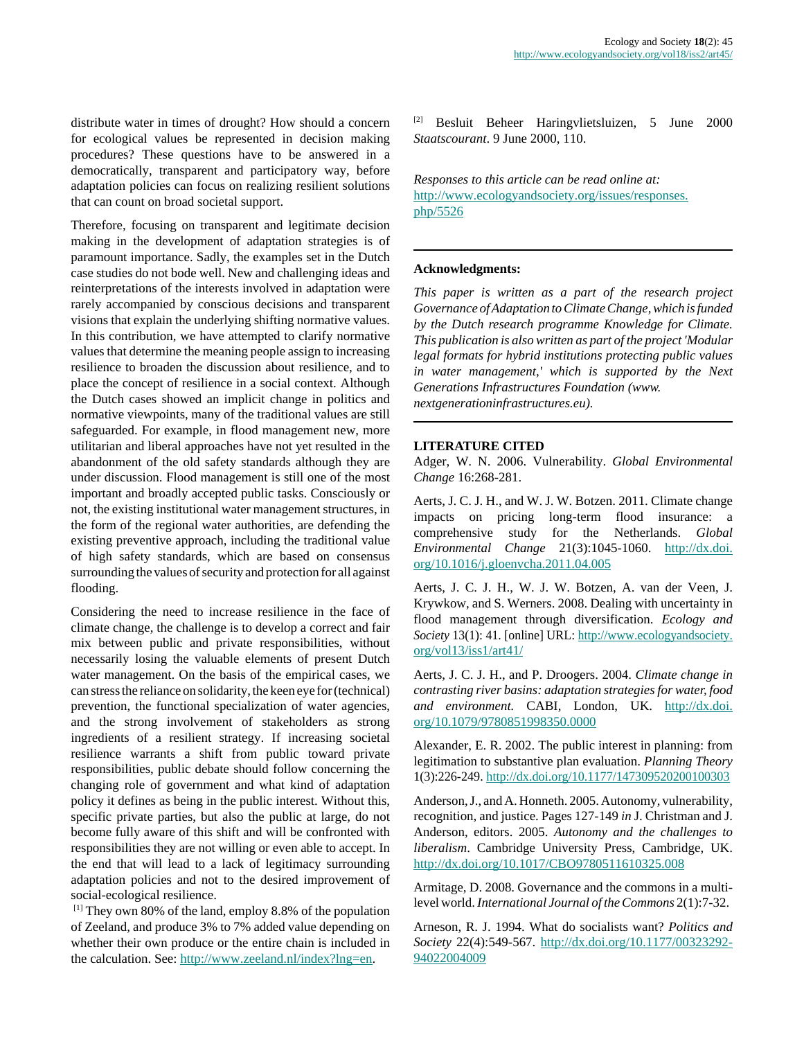distribute water in times of drought? How should a concern for ecological values be represented in decision making procedures? These questions have to be answered in a democratically, transparent and participatory way, before adaptation policies can focus on realizing resilient solutions that can count on broad societal support.

Therefore, focusing on transparent and legitimate decision making in the development of adaptation strategies is of paramount importance. Sadly, the examples set in the Dutch case studies do not bode well. New and challenging ideas and reinterpretations of the interests involved in adaptation were rarely accompanied by conscious decisions and transparent visions that explain the underlying shifting normative values. In this contribution, we have attempted to clarify normative values that determine the meaning people assign to increasing resilience to broaden the discussion about resilience, and to place the concept of resilience in a social context. Although the Dutch cases showed an implicit change in politics and normative viewpoints, many of the traditional values are still safeguarded. For example, in flood management new, more utilitarian and liberal approaches have not yet resulted in the abandonment of the old safety standards although they are under discussion. Flood management is still one of the most important and broadly accepted public tasks. Consciously or not, the existing institutional water management structures, in the form of the regional water authorities, are defending the existing preventive approach, including the traditional value of high safety standards, which are based on consensus surrounding the values of security and protection for all against flooding.

Considering the need to increase resilience in the face of climate change, the challenge is to develop a correct and fair mix between public and private responsibilities, without necessarily losing the valuable elements of present Dutch water management. On the basis of the empirical cases, we can stress the reliance on solidarity, the keen eye for (technical) prevention, the functional specialization of water agencies, and the strong involvement of stakeholders as strong ingredients of a resilient strategy. If increasing societal resilience warrants a shift from public toward private responsibilities, public debate should follow concerning the changing role of government and what kind of adaptation policy it defines as being in the public interest. Without this, specific private parties, but also the public at large, do not become fully aware of this shift and will be confronted with responsibilities they are not willing or even able to accept. In the end that will lead to a lack of legitimacy surrounding adaptation policies and not to the desired improvement of social-ecological resilience.

[1] They own 80% of the land, employ 8.8% of the population of Zeeland, and produce 3% to 7% added value depending on whether their own produce or the entire chain is included in the calculation. See: http://www.zeeland.nl/index?lng=en.

[2] Besluit Beheer Haringvlietsluizen, 5 June 2000 *Staatscourant*. 9 June 2000, 110.

*Responses to this article can be read online at:*
http://www.ecologyandsociety.org/issues/responses.php/5526

---

**Acknowledgments:**

*This paper is written as a part of the research project Governance of Adaptation to Climate Change, which is funded by the Dutch research programme Knowledge for Climate. This publication is also written as part of the project 'Modular legal formats for hybrid institutions protecting public values in water management,' which is supported by the Next Generations Infrastructures Foundation (www.nextgenerationinfrastructures.eu).*

---

## LITERATURE CITED

Adger, W. N. 2006. Vulnerability. *Global Environmental Change* 16:268-281.

Aerts, J. C. J. H., and W. J. W. Botzen. 2011. Climate change impacts on pricing long-term flood insurance: a comprehensive study for the Netherlands. *Global Environmental Change* 21(3):1045-1060. http://dx.doi.org/10.1016/j.gloenvcha.2011.04.005

Aerts, J. C. J. H., W. J. W. Botzen, A. van der Veen, J. Krywkow, and S. Werners. 2008. Dealing with uncertainty in flood management through diversification. *Ecology and Society* 13(1): 41. [online] URL: http://www.ecologyandsociety.org/vol13/iss1/art41/

Aerts, J. C. J. H., and P. Droogers. 2004. *Climate change in contrasting river basins: adaptation strategies for water, food and environment.* CABI, London, UK. http://dx.doi.org/10.1079/9780851998350.0000

Alexander, E. R. 2002. The public interest in planning: from legitimation to substantive plan evaluation. *Planning Theory* 1(3):226-249. http://dx.doi.org/10.1177/147309520200100303

Anderson, J., and A. Honneth. 2005. Autonomy, vulnerability, recognition, and justice. Pages 127-149 *in* J. Christman and J. Anderson, editors. 2005. *Autonomy and the challenges to liberalism*. Cambridge University Press, Cambridge, UK. http://dx.doi.org/10.1017/CBO9780511610325.008

Armitage, D. 2008. Governance and the commons in a multi-level world. *International Journal of the Commons* 2(1):7-32.

Arneson, R. J. 1994. What do socialists want? *Politics and Society* 22(4):549-567. http://dx.doi.org/10.1177/0032329294022004009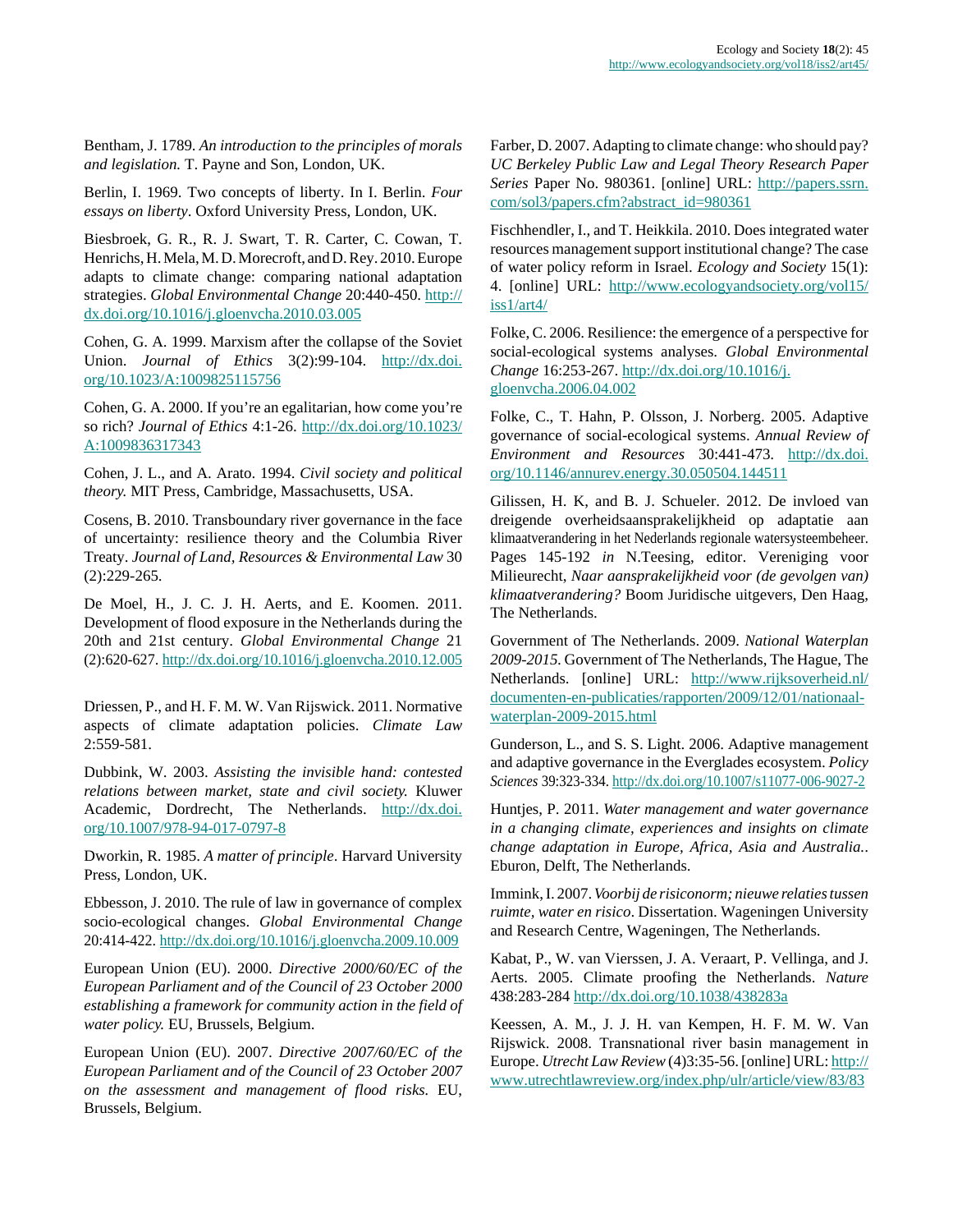Bentham, J. 1789. *An introduction to the principles of morals and legislation.* T. Payne and Son, London, UK.

Berlin, I. 1969. Two concepts of liberty. In I. Berlin. *Four essays on liberty*. Oxford University Press, London, UK.

Biesbroek, G. R., R. J. Swart, T. R. Carter, C. Cowan, T. Henrichs, H. Mela, M. D. Morecroft, and D. Rey. 2010. Europe adapts to climate change: comparing national adaptation strategies. *Global Environmental Change* 20:440-450. http://dx.doi.org/10.1016/j.gloenvcha.2010.03.005

Cohen, G. A. 1999. Marxism after the collapse of the Soviet Union. *Journal of Ethics* 3(2):99-104. http://dx.doi.org/10.1023/A:1009825115756

Cohen, G. A. 2000. If you're an egalitarian, how come you're so rich? *Journal of Ethics* 4:1-26. http://dx.doi.org/10.1023/A:1009836317343

Cohen, J. L., and A. Arato. 1994. *Civil society and political theory.* MIT Press, Cambridge, Massachusetts, USA.

Cosens, B. 2010. Transboundary river governance in the face of uncertainty: resilience theory and the Columbia River Treaty. *Journal of Land, Resources & Environmental Law* 30 (2):229-265.

De Moel, H., J. C. J. H. Aerts, and E. Koomen. 2011. Development of flood exposure in the Netherlands during the 20th and 21st century. *Global Environmental Change* 21 (2):620-627. http://dx.doi.org/10.1016/j.gloenvcha.2010.12.005

Driessen, P., and H. F. M. W. Van Rijswick. 2011. Normative aspects of climate adaptation policies. *Climate Law* 2:559-581.

Dubbink, W. 2003. *Assisting the invisible hand: contested relations between market, state and civil society.* Kluwer Academic, Dordrecht, The Netherlands. http://dx.doi.org/10.1007/978-94-017-0797-8

Dworkin, R. 1985. *A matter of principle*. Harvard University Press, London, UK.

Ebbesson, J. 2010. The rule of law in governance of complex socio-ecological changes. *Global Environmental Change* 20:414-422. http://dx.doi.org/10.1016/j.gloenvcha.2009.10.009

European Union (EU). 2000. *Directive 2000/60/EC of the European Parliament and of the Council of 23 October 2000 establishing a framework for community action in the field of water policy.* EU, Brussels, Belgium.

European Union (EU). 2007. *Directive 2007/60/EC of the European Parliament and of the Council of 23 October 2007 on the assessment and management of flood risks.* EU, Brussels, Belgium.

Farber, D. 2007. Adapting to climate change: who should pay? *UC Berkeley Public Law and Legal Theory Research Paper Series* Paper No. 980361. [online] URL: http://papers.ssrn.com/sol3/papers.cfm?abstract_id=980361

Fischhendler, I., and T. Heikkila. 2010. Does integrated water resources management support institutional change? The case of water policy reform in Israel. *Ecology and Society* 15(1): 4. [online] URL: http://www.ecologyandsociety.org/vol15/iss1/art4/

Folke, C. 2006. Resilience: the emergence of a perspective for social-ecological systems analyses. *Global Environmental Change* 16:253-267. http://dx.doi.org/10.1016/j.gloenvcha.2006.04.002

Folke, C., T. Hahn, P. Olsson, J. Norberg. 2005. Adaptive governance of social-ecological systems. *Annual Review of Environment and Resources* 30:441-473. http://dx.doi.org/10.1146/annurev.energy.30.050504.144511

Gilissen, H. K, and B. J. Schueler. 2012. De invloed van dreigende overheidsaansprakelijkheid op adaptatie aan klimaatverandering in het Nederlands regionale watersysteembeheer. Pages 145-192 *in* N.Teesing, editor. Vereniging voor Milieurecht, *Naar aansprakelijkheid voor (de gevolgen van) klimaatverandering?* Boom Juridische uitgevers, Den Haag, The Netherlands.

Government of The Netherlands. 2009. *National Waterplan 2009-2015.* Government of The Netherlands, The Hague, The Netherlands. [online] URL: http://www.rijksoverheid.nl/documenten-en-publicaties/rapporten/2009/12/01/nationaal-waterplan-2009-2015.html

Gunderson, L., and S. S. Light. 2006. Adaptive management and adaptive governance in the Everglades ecosystem. *Policy Sciences* 39:323-334. http://dx.doi.org/10.1007/s11077-006-9027-2

Huntjes, P. 2011. *Water management and water governance in a changing climate, experiences and insights on climate change adaptation in Europe, Africa, Asia and Australia.*. Eburon, Delft, The Netherlands.

Immink, I. 2007. *Voorbij de risiconorm; nieuwe relaties tussen ruimte, water en risico*. Dissertation. Wageningen University and Research Centre, Wageningen, The Netherlands.

Kabat, P., W. van Vierssen, J. A. Veraart, P. Vellinga, and J. Aerts. 2005. Climate proofing the Netherlands. *Nature* 438:283-284 http://dx.doi.org/10.1038/438283a

Keessen, A. M., J. J. H. van Kempen, H. F. M. W. Van Rijswick. 2008. Transnational river basin management in Europe. *Utrecht Law Review* (4)3:35-56. [online] URL: http://www.utrechtlawreview.org/index.php/ulr/article/view/83/83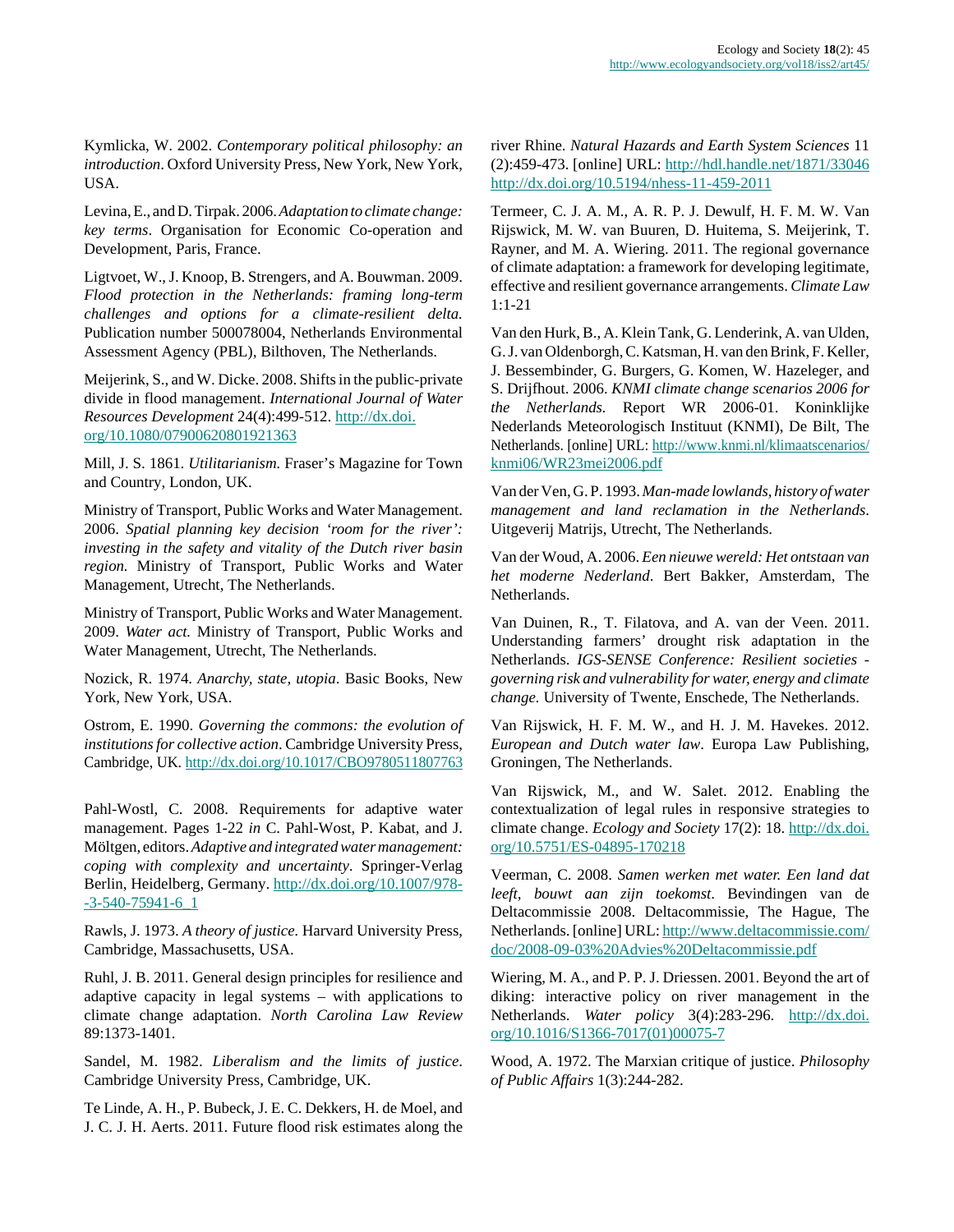Kymlicka, W. 2002. *Contemporary political philosophy: an introduction*. Oxford University Press, New York, New York, USA.

Levina, E., and D. Tirpak. 2006. *Adaptation to climate change: key terms*. Organisation for Economic Co-operation and Development, Paris, France.

Ligtvoet, W., J. Knoop, B. Strengers, and A. Bouwman. 2009. *Flood protection in the Netherlands: framing long-term challenges and options for a climate-resilient delta.* Publication number 500078004, Netherlands Environmental Assessment Agency (PBL), Bilthoven, The Netherlands.

Meijerink, S., and W. Dicke. 2008. Shifts in the public-private divide in flood management. *International Journal of Water Resources Development* 24(4):499-512. http://dx.doi.org/10.1080/07900620801921363

Mill, J. S. 1861. *Utilitarianism.* Fraser's Magazine for Town and Country, London, UK.

Ministry of Transport, Public Works and Water Management. 2006. *Spatial planning key decision 'room for the river': investing in the safety and vitality of the Dutch river basin region.* Ministry of Transport, Public Works and Water Management, Utrecht, The Netherlands.

Ministry of Transport, Public Works and Water Management. 2009. *Water act.* Ministry of Transport, Public Works and Water Management, Utrecht, The Netherlands.

Nozick, R. 1974. *Anarchy, state, utopia*. Basic Books, New York, New York, USA.

Ostrom, E. 1990. *Governing the commons: the evolution of institutions for collective action*. Cambridge University Press, Cambridge, UK. http://dx.doi.org/10.1017/CBO9780511807763

Pahl-Wostl, C. 2008. Requirements for adaptive water management. Pages 1-22 *in* C. Pahl-Wost, P. Kabat, and J. Möltgen, editors. *Adaptive and integrated water management: coping with complexity and uncertainty*. Springer-Verlag Berlin, Heidelberg, Germany. http://dx.doi.org/10.1007/978-3-540-75941-6_1

Rawls, J. 1973. *A theory of justice.* Harvard University Press, Cambridge, Massachusetts, USA.

Ruhl, J. B. 2011. General design principles for resilience and adaptive capacity in legal systems – with applications to climate change adaptation. *North Carolina Law Review* 89:1373-1401.

Sandel, M. 1982. *Liberalism and the limits of justice*. Cambridge University Press, Cambridge, UK.

Te Linde, A. H., P. Bubeck, J. E. C. Dekkers, H. de Moel, and J. C. J. H. Aerts. 2011. Future flood risk estimates along the river Rhine. *Natural Hazards and Earth System Sciences* 11 (2):459-473. [online] URL: http://hdl.handle.net/1871/33046 http://dx.doi.org/10.5194/nhess-11-459-2011

Termeer, C. J. A. M., A. R. P. J. Dewulf, H. F. M. W. Van Rijswick, M. W. van Buuren, D. Huitema, S. Meijerink, T. Rayner, and M. A. Wiering. 2011. The regional governance of climate adaptation: a framework for developing legitimate, effective and resilient governance arrangements. *Climate Law* 1:1-21

Van den Hurk, B., A. Klein Tank, G. Lenderink, A. van Ulden, G. J. van Oldenborgh, C. Katsman, H. van den Brink, F. Keller, J. Bessembinder, G. Burgers, G. Komen, W. Hazeleger, and S. Drijfhout. 2006. *KNMI climate change scenarios 2006 for the Netherlands.* Report WR 2006-01. Koninklijke Nederlands Meteorologisch Instituut (KNMI), De Bilt, The Netherlands. [online] URL: http://www.knmi.nl/klimaatscenarios/knmi06/WR23mei2006.pdf

Van der Ven, G. P. 1993. *Man-made lowlands, history of water management and land reclamation in the Netherlands*. Uitgeverij Matrijs, Utrecht, The Netherlands.

Van der Woud, A. 2006. *Een nieuwe wereld: Het ontstaan van het moderne Nederland*. Bert Bakker, Amsterdam, The Netherlands.

Van Duinen, R., T. Filatova, and A. van der Veen. 2011. Understanding farmers' drought risk adaptation in the Netherlands. *IGS-SENSE Conference: Resilient societies - governing risk and vulnerability for water, energy and climate change.* University of Twente, Enschede, The Netherlands.

Van Rijswick, H. F. M. W., and H. J. M. Havekes. 2012. *European and Dutch water law*. Europa Law Publishing, Groningen, The Netherlands.

Van Rijswick, M., and W. Salet. 2012. Enabling the contextualization of legal rules in responsive strategies to climate change. *Ecology and Society* 17(2): 18. http://dx.doi.org/10.5751/ES-04895-170218

Veerman, C. 2008. *Samen werken met water. Een land dat leeft, bouwt aan zijn toekomst*. Bevindingen van de Deltacommissie 2008. Deltacommissie, The Hague, The Netherlands. [online] URL: http://www.deltacommissie.com/doc/2008-09-03%20Advies%20Deltacommissie.pdf

Wiering, M. A., and P. P. J. Driessen. 2001. Beyond the art of diking: interactive policy on river management in the Netherlands. *Water policy* 3(4):283-296. http://dx.doi.org/10.1016/S1366-7017(01)00075-7

Wood, A. 1972. The Marxian critique of justice. *Philosophy of Public Affairs* 1(3):244-282.